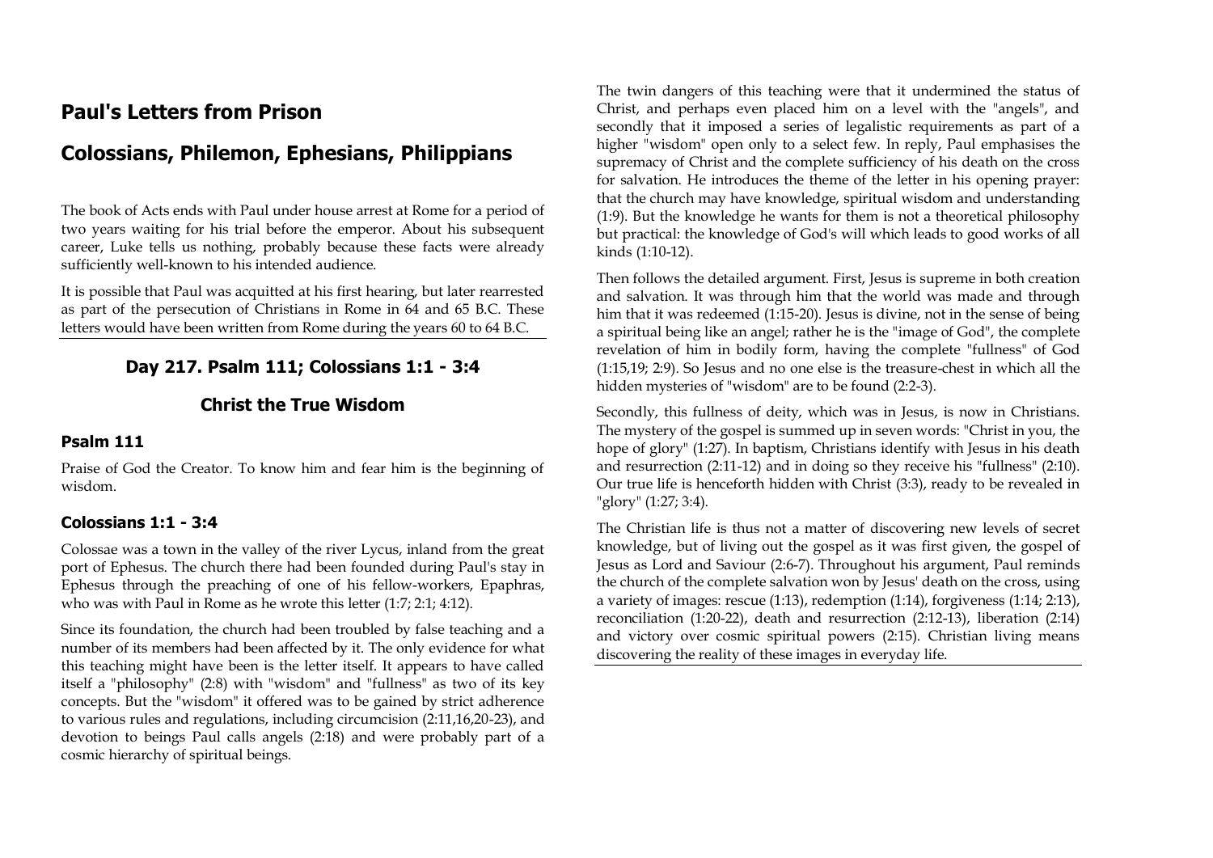# Paul's Letters from Prison

# Colossians, Philemon, Ephesians, Philippians

The book of Acts ends with Paul under house arrest at Rome for a period of two years waiting for his trial before the emperor. About his subsequent career, Luke tells us nothing, probably because these facts were already sufficiently well-known to his intended audience.

It is possible that Paul was acquitted at his first hearing, but later rearrested as part of the persecution of Christians in Rome in 64 and 65 B.C. These letters would have been written from Rome during the years 60 to 64 B.C.

---

## Day 217. Psalm 111; Colossians 1:1 - 3:4

## Christ the True Wisdom

### Psalm 111

Praise of God the Creator. To know him and fear him is the beginning of wisdom.

### Colossians 1:1 - 3:4

Colossae was a town in the valley of the river Lycus, inland from the great port of Ephesus. The church there had been founded during Paul's stay in Ephesus through the preaching of one of his fellow-workers, Epaphras, who was with Paul in Rome as he wrote this letter (1:7; 2:1; 4:12).

Since its foundation, the church had been troubled by false teaching and a number of its members had been affected by it. The only evidence for what this teaching might have been is the letter itself. It appears to have called itself a "philosophy" (2:8) with "wisdom" and "fullness" as two of its key concepts. But the "wisdom" it offered was to be gained by strict adherence to various rules and regulations, including circumcision (2:11,16,20-23), and devotion to beings Paul calls angels (2:18) and were probably part of a cosmic hierarchy of spiritual beings.

The twin dangers of this teaching were that it undermined the status of Christ, and perhaps even placed him on a level with the "angels", and secondly that it imposed a series of legalistic requirements as part of a higher "wisdom" open only to a select few. In reply, Paul emphasises the supremacy of Christ and the complete sufficiency of his death on the cross for salvation. He introduces the theme of the letter in his opening prayer: that the church may have knowledge, spiritual wisdom and understanding (1:9). But the knowledge he wants for them is not a theoretical philosophy but practical: the knowledge of God's will which leads to good works of all kinds (1:10-12).

Then follows the detailed argument. First, Jesus is supreme in both creation and salvation. It was through him that the world was made and through him that it was redeemed (1:15-20). Jesus is divine, not in the sense of being a spiritual being like an angel; rather he is the "image of God", the complete revelation of him in bodily form, having the complete "fullness" of God (1:15,19; 2:9). So Jesus and no one else is the treasure-chest in which all the hidden mysteries of "wisdom" are to be found (2:2-3).

Secondly, this fullness of deity, which was in Jesus, is now in Christians. The mystery of the gospel is summed up in seven words: "Christ in you, the hope of glory" (1:27). In baptism, Christians identify with Jesus in his death and resurrection (2:11-12) and in doing so they receive his "fullness" (2:10). Our true life is henceforth hidden with Christ (3:3), ready to be revealed in "glory" (1:27; 3:4).

The Christian life is thus not a matter of discovering new levels of secret knowledge, but of living out the gospel as it was first given, the gospel of Jesus as Lord and Saviour (2:6-7). Throughout his argument, Paul reminds the church of the complete salvation won by Jesus' death on the cross, using a variety of images: rescue (1:13), redemption (1:14), forgiveness (1:14; 2:13), reconciliation (1:20-22), death and resurrection (2:12-13), liberation (2:14) and victory over cosmic spiritual powers (2:15). Christian living means discovering the reality of these images in everyday life.

---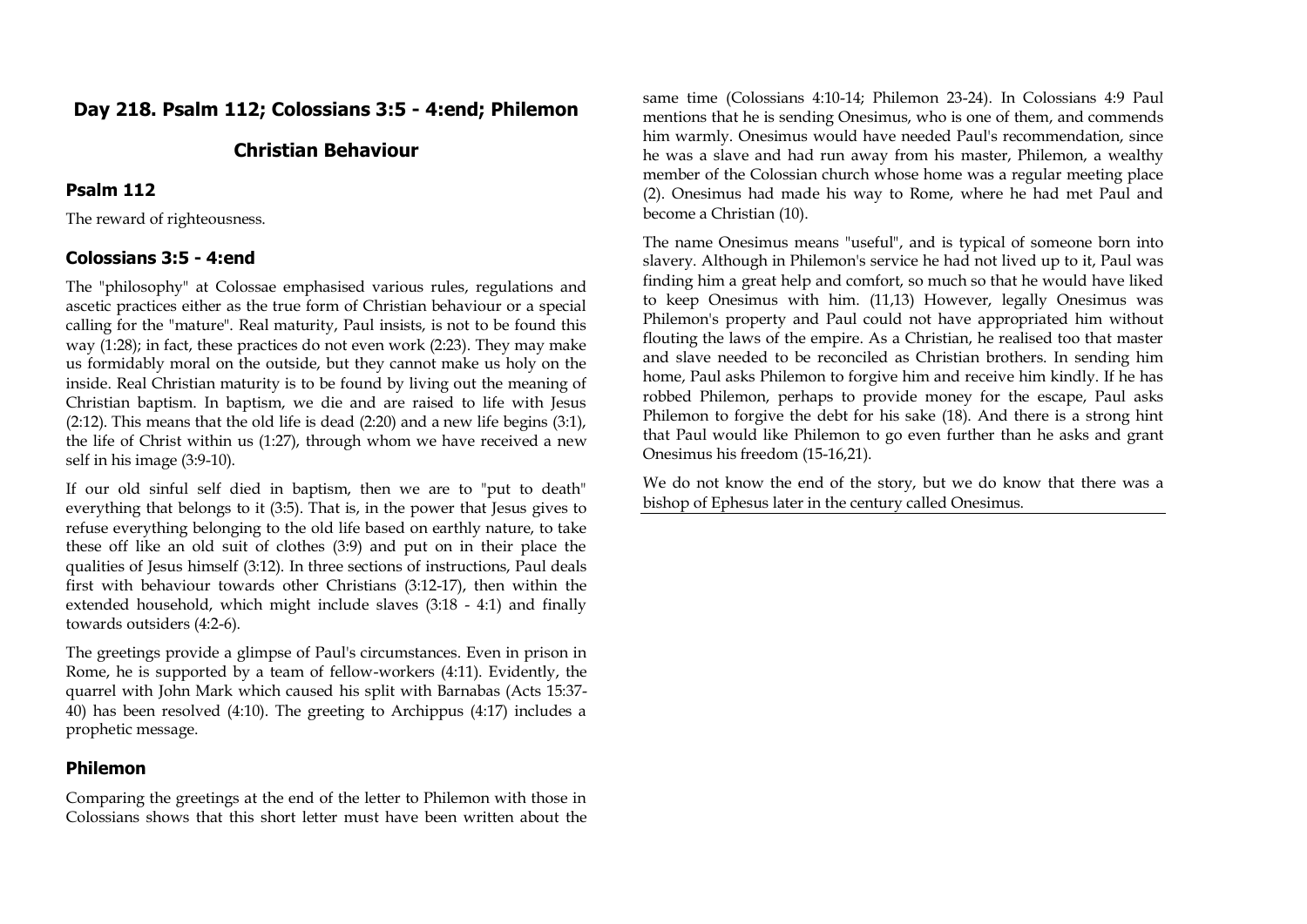## Day 218. Psalm 112; Colossians 3:5 - 4:end; Philemon

## Christian Behaviour

### Psalm 112

The reward of righteousness.

### Colossians 3:5 - 4:end

The "philosophy" at Colossae emphasised various rules, regulations and ascetic practices either as the true form of Christian behaviour or a special calling for the "mature". Real maturity, Paul insists, is not to be found this way (1:28); in fact, these practices do not even work (2:23). They may make us formidably moral on the outside, but they cannot make us holy on the inside. Real Christian maturity is to be found by living out the meaning of Christian baptism. In baptism, we die and are raised to life with Jesus (2:12). This means that the old life is dead (2:20) and a new life begins (3:1), the life of Christ within us (1:27), through whom we have received a new self in his image (3:9-10).

If our old sinful self died in baptism, then we are to "put to death" everything that belongs to it (3:5). That is, in the power that Jesus gives to refuse everything belonging to the old life based on earthly nature, to take these off like an old suit of clothes (3:9) and put on in their place the qualities of Jesus himself (3:12). In three sections of instructions, Paul deals first with behaviour towards other Christians (3:12-17), then within the extended household, which might include slaves (3:18 - 4:1) and finally towards outsiders (4:2-6).

The greetings provide a glimpse of Paul's circumstances. Even in prison in Rome, he is supported by a team of fellow-workers (4:11). Evidently, the quarrel with John Mark which caused his split with Barnabas (Acts 15:37-40) has been resolved (4:10). The greeting to Archippus (4:17) includes a prophetic message.

### Philemon

Comparing the greetings at the end of the letter to Philemon with those in Colossians shows that this short letter must have been written about the same time (Colossians 4:10-14; Philemon 23-24). In Colossians 4:9 Paul mentions that he is sending Onesimus, who is one of them, and commends him warmly. Onesimus would have needed Paul's recommendation, since he was a slave and had run away from his master, Philemon, a wealthy member of the Colossian church whose home was a regular meeting place (2). Onesimus had made his way to Rome, where he had met Paul and become a Christian (10).

The name Onesimus means "useful", and is typical of someone born into slavery. Although in Philemon's service he had not lived up to it, Paul was finding him a great help and comfort, so much so that he would have liked to keep Onesimus with him. (11,13) However, legally Onesimus was Philemon's property and Paul could not have appropriated him without flouting the laws of the empire. As a Christian, he realised too that master and slave needed to be reconciled as Christian brothers. In sending him home, Paul asks Philemon to forgive him and receive him kindly. If he has robbed Philemon, perhaps to provide money for the escape, Paul asks Philemon to forgive the debt for his sake (18). And there is a strong hint that Paul would like Philemon to go even further than he asks and grant Onesimus his freedom (15-16,21).

We do not know the end of the story, but we do know that there was a bishop of Ephesus later in the century called Onesimus.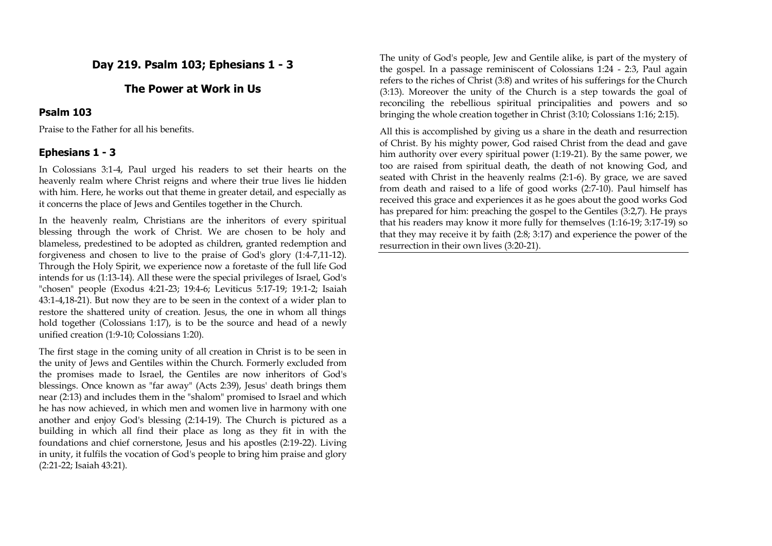## Day 219. Psalm 103; Ephesians 1 - 3

## The Power at Work in Us

### Psalm 103

Praise to the Father for all his benefits.

### Ephesians 1 - 3

In Colossians 3:1-4, Paul urged his readers to set their hearts on the heavenly realm where Christ reigns and where their true lives lie hidden with him. Here, he works out that theme in greater detail, and especially as it concerns the place of Jews and Gentiles together in the Church.

In the heavenly realm, Christians are the inheritors of every spiritual blessing through the work of Christ. We are chosen to be holy and blameless, predestined to be adopted as children, granted redemption and forgiveness and chosen to live to the praise of God's glory (1:4-7,11-12). Through the Holy Spirit, we experience now a foretaste of the full life God intends for us (1:13-14). All these were the special privileges of Israel, God's "chosen" people (Exodus 4:21-23; 19:4-6; Leviticus 5:17-19; 19:1-2; Isaiah 43:1-4,18-21). But now they are to be seen in the context of a wider plan to restore the shattered unity of creation. Jesus, the one in whom all things hold together (Colossians 1:17), is to be the source and head of a newly unified creation (1:9-10; Colossians 1:20).

The first stage in the coming unity of all creation in Christ is to be seen in the unity of Jews and Gentiles within the Church. Formerly excluded from the promises made to Israel, the Gentiles are now inheritors of God's blessings. Once known as "far away" (Acts 2:39), Jesus' death brings them near (2:13) and includes them in the "shalom" promised to Israel and which he has now achieved, in which men and women live in harmony with one another and enjoy God's blessing (2:14-19). The Church is pictured as a building in which all find their place as long as they fit in with the foundations and chief cornerstone, Jesus and his apostles (2:19-22). Living in unity, it fulfils the vocation of God's people to bring him praise and glory (2:21-22; Isaiah 43:21).

The unity of God's people, Jew and Gentile alike, is part of the mystery of the gospel. In a passage reminiscent of Colossians 1:24 - 2:3, Paul again refers to the riches of Christ (3:8) and writes of his sufferings for the Church (3:13). Moreover the unity of the Church is a step towards the goal of reconciling the rebellious spiritual principalities and powers and so bringing the whole creation together in Christ (3:10; Colossians 1:16; 2:15).

All this is accomplished by giving us a share in the death and resurrection of Christ. By his mighty power, God raised Christ from the dead and gave him authority over every spiritual power (1:19-21). By the same power, we too are raised from spiritual death, the death of not knowing God, and seated with Christ in the heavenly realms (2:1-6). By grace, we are saved from death and raised to a life of good works (2:7-10). Paul himself has received this grace and experiences it as he goes about the good works God has prepared for him: preaching the gospel to the Gentiles (3:2,7). He prays that his readers may know it more fully for themselves (1:16-19; 3:17-19) so that they may receive it by faith (2:8; 3:17) and experience the power of the resurrection in their own lives (3:20-21).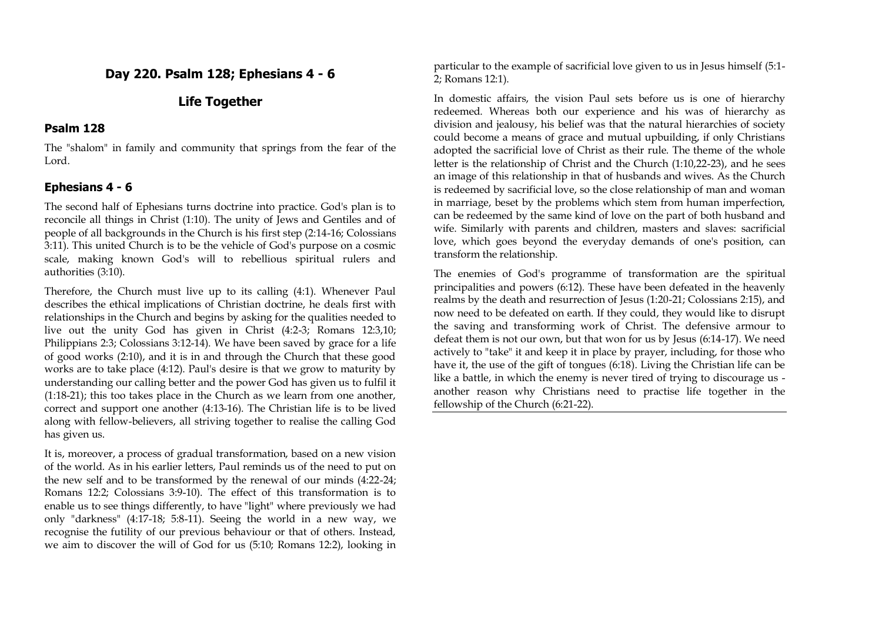## Day 220. Psalm 128; Ephesians 4 - 6

## Life Together

### Psalm 128

The "shalom" in family and community that springs from the fear of the Lord.

### Ephesians 4 - 6

The second half of Ephesians turns doctrine into practice. God's plan is to reconcile all things in Christ (1:10). The unity of Jews and Gentiles and of people of all backgrounds in the Church is his first step (2:14-16; Colossians 3:11). This united Church is to be the vehicle of God's purpose on a cosmic scale, making known God's will to rebellious spiritual rulers and authorities (3:10).

Therefore, the Church must live up to its calling (4:1). Whenever Paul describes the ethical implications of Christian doctrine, he deals first with relationships in the Church and begins by asking for the qualities needed to live out the unity God has given in Christ (4:2-3; Romans 12:3,10; Philippians 2:3; Colossians 3:12-14). We have been saved by grace for a life of good works (2:10), and it is in and through the Church that these good works are to take place (4:12). Paul's desire is that we grow to maturity by understanding our calling better and the power God has given us to fulfil it (1:18-21); this too takes place in the Church as we learn from one another, correct and support one another (4:13-16). The Christian life is to be lived along with fellow-believers, all striving together to realise the calling God has given us.

It is, moreover, a process of gradual transformation, based on a new vision of the world. As in his earlier letters, Paul reminds us of the need to put on the new self and to be transformed by the renewal of our minds (4:22-24; Romans 12:2; Colossians 3:9-10). The effect of this transformation is to enable us to see things differently, to have "light" where previously we had only "darkness" (4:17-18; 5:8-11). Seeing the world in a new way, we recognise the futility of our previous behaviour or that of others. Instead, we aim to discover the will of God for us (5:10; Romans 12:2), looking in particular to the example of sacrificial love given to us in Jesus himself (5:1-2; Romans 12:1).

In domestic affairs, the vision Paul sets before us is one of hierarchy redeemed. Whereas both our experience and his was of hierarchy as division and jealousy, his belief was that the natural hierarchies of society could become a means of grace and mutual upbuilding, if only Christians adopted the sacrificial love of Christ as their rule. The theme of the whole letter is the relationship of Christ and the Church (1:10,22-23), and he sees an image of this relationship in that of husbands and wives. As the Church is redeemed by sacrificial love, so the close relationship of man and woman in marriage, beset by the problems which stem from human imperfection, can be redeemed by the same kind of love on the part of both husband and wife. Similarly with parents and children, masters and slaves: sacrificial love, which goes beyond the everyday demands of one's position, can transform the relationship.

The enemies of God's programme of transformation are the spiritual principalities and powers (6:12). These have been defeated in the heavenly realms by the death and resurrection of Jesus (1:20-21; Colossians 2:15), and now need to be defeated on earth. If they could, they would like to disrupt the saving and transforming work of Christ. The defensive armour to defeat them is not our own, but that won for us by Jesus (6:14-17). We need actively to "take" it and keep it in place by prayer, including, for those who have it, the use of the gift of tongues (6:18). Living the Christian life can be like a battle, in which the enemy is never tired of trying to discourage us - another reason why Christians need to practise life together in the fellowship of the Church (6:21-22).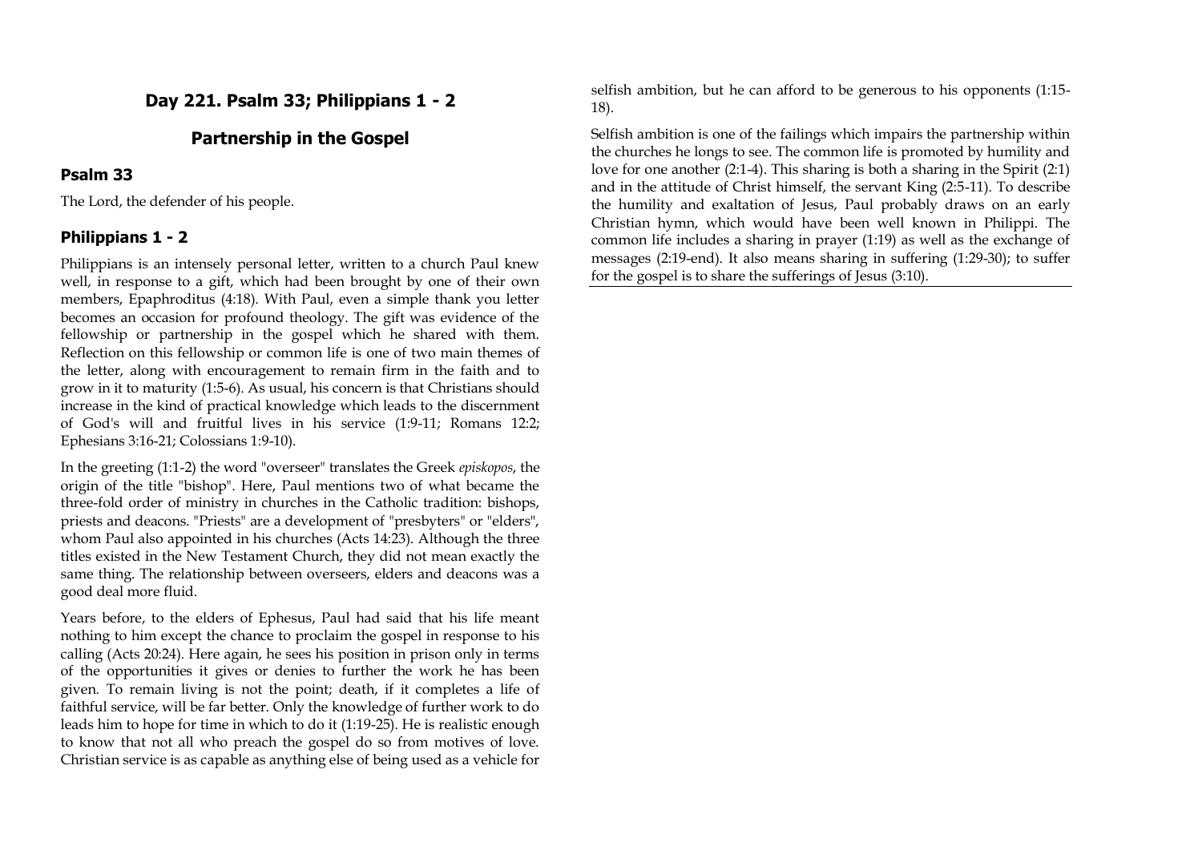## Day 221. Psalm 33; Philippians 1 - 2

## Partnership in the Gospel

### Psalm 33

The Lord, the defender of his people.

### Philippians 1 - 2

Philippians is an intensely personal letter, written to a church Paul knew well, in response to a gift, which had been brought by one of their own members, Epaphroditus (4:18). With Paul, even a simple thank you letter becomes an occasion for profound theology. The gift was evidence of the fellowship or partnership in the gospel which he shared with them. Reflection on this fellowship or common life is one of two main themes of the letter, along with encouragement to remain firm in the faith and to grow in it to maturity (1:5-6). As usual, his concern is that Christians should increase in the kind of practical knowledge which leads to the discernment of God's will and fruitful lives in his service (1:9-11; Romans 12:2; Ephesians 3:16-21; Colossians 1:9-10).

In the greeting (1:1-2) the word "overseer" translates the Greek *episkopos*, the origin of the title "bishop". Here, Paul mentions two of what became the three-fold order of ministry in churches in the Catholic tradition: bishops, priests and deacons. "Priests" are a development of "presbyters" or "elders", whom Paul also appointed in his churches (Acts 14:23). Although the three titles existed in the New Testament Church, they did not mean exactly the same thing. The relationship between overseers, elders and deacons was a good deal more fluid.

Years before, to the elders of Ephesus, Paul had said that his life meant nothing to him except the chance to proclaim the gospel in response to his calling (Acts 20:24). Here again, he sees his position in prison only in terms of the opportunities it gives or denies to further the work he has been given. To remain living is not the point; death, if it completes a life of faithful service, will be far better. Only the knowledge of further work to do leads him to hope for time in which to do it (1:19-25). He is realistic enough to know that not all who preach the gospel do so from motives of love. Christian service is as capable as anything else of being used as a vehicle for selfish ambition, but he can afford to be generous to his opponents (1:15-18).

Selfish ambition is one of the failings which impairs the partnership within the churches he longs to see. The common life is promoted by humility and love for one another (2:1-4). This sharing is both a sharing in the Spirit (2:1) and in the attitude of Christ himself, the servant King (2:5-11). To describe the humility and exaltation of Jesus, Paul probably draws on an early Christian hymn, which would have been well known in Philippi. The common life includes a sharing in prayer (1:19) as well as the exchange of messages (2:19-end). It also means sharing in suffering (1:29-30); to suffer for the gospel is to share the sufferings of Jesus (3:10).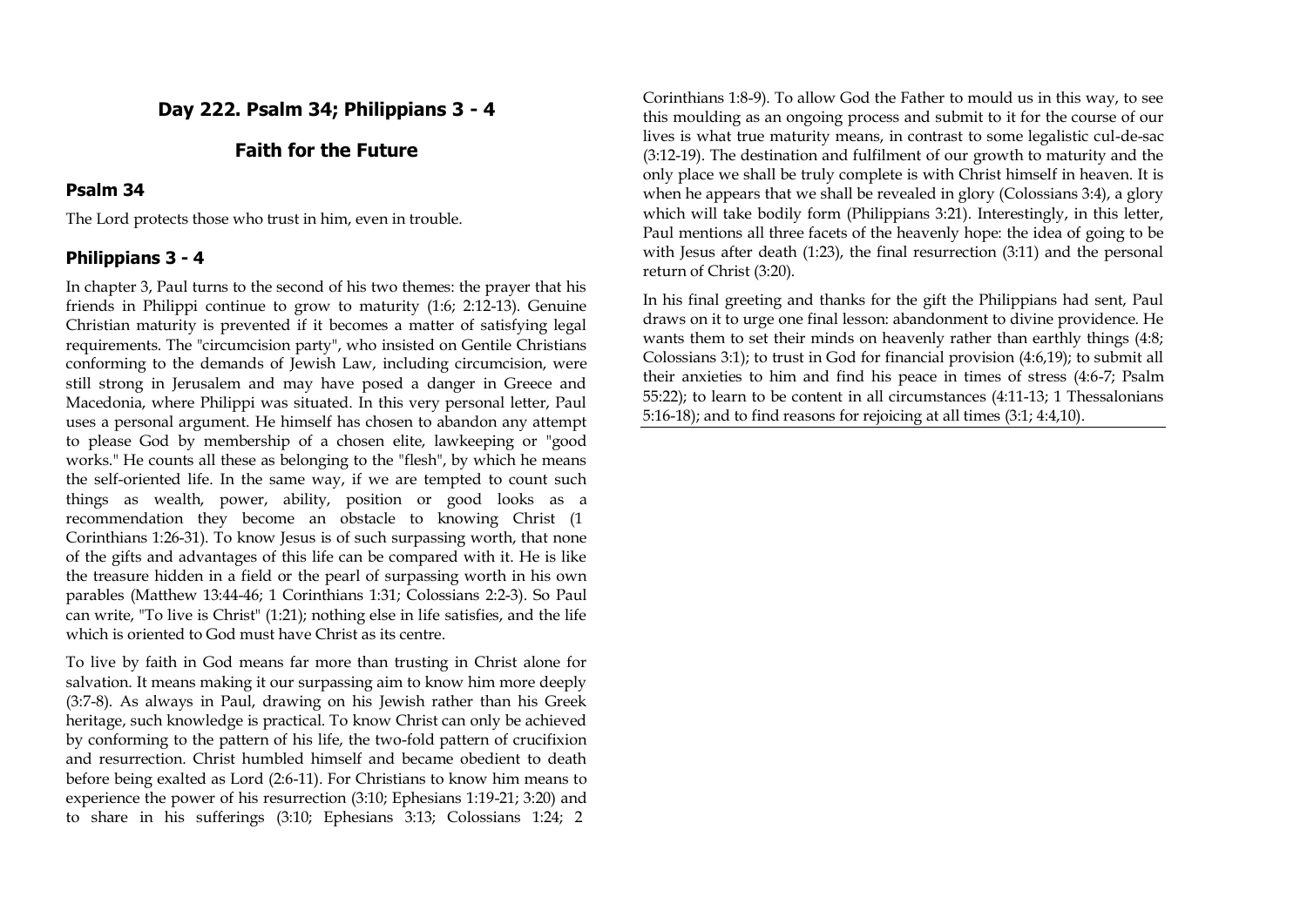## Day 222. Psalm 34; Philippians 3 - 4

## Faith for the Future

### Psalm 34

The Lord protects those who trust in him, even in trouble.

### Philippians 3 - 4

In chapter 3, Paul turns to the second of his two themes: the prayer that his friends in Philippi continue to grow to maturity (1:6; 2:12-13). Genuine Christian maturity is prevented if it becomes a matter of satisfying legal requirements. The "circumcision party", who insisted on Gentile Christians conforming to the demands of Jewish Law, including circumcision, were still strong in Jerusalem and may have posed a danger in Greece and Macedonia, where Philippi was situated. In this very personal letter, Paul uses a personal argument. He himself has chosen to abandon any attempt to please God by membership of a chosen elite, lawkeeping or "good works." He counts all these as belonging to the "flesh", by which he means the self-oriented life. In the same way, if we are tempted to count such things as wealth, power, ability, position or good looks as a recommendation they become an obstacle to knowing Christ (1 Corinthians 1:26-31). To know Jesus is of such surpassing worth, that none of the gifts and advantages of this life can be compared with it. He is like the treasure hidden in a field or the pearl of surpassing worth in his own parables (Matthew 13:44-46; 1 Corinthians 1:31; Colossians 2:2-3). So Paul can write, "To live is Christ" (1:21); nothing else in life satisfies, and the life which is oriented to God must have Christ as its centre.

To live by faith in God means far more than trusting in Christ alone for salvation. It means making it our surpassing aim to know him more deeply (3:7-8). As always in Paul, drawing on his Jewish rather than his Greek heritage, such knowledge is practical. To know Christ can only be achieved by conforming to the pattern of his life, the two-fold pattern of crucifixion and resurrection. Christ humbled himself and became obedient to death before being exalted as Lord (2:6-11). For Christians to know him means to experience the power of his resurrection (3:10; Ephesians 1:19-21; 3:20) and to share in his sufferings (3:10; Ephesians 3:13; Colossians 1:24; 2 Corinthians 1:8-9). To allow God the Father to mould us in this way, to see this moulding as an ongoing process and submit to it for the course of our lives is what true maturity means, in contrast to some legalistic cul-de-sac (3:12-19). The destination and fulfilment of our growth to maturity and the only place we shall be truly complete is with Christ himself in heaven. It is when he appears that we shall be revealed in glory (Colossians 3:4), a glory which will take bodily form (Philippians 3:21). Interestingly, in this letter, Paul mentions all three facets of the heavenly hope: the idea of going to be with Jesus after death (1:23), the final resurrection (3:11) and the personal return of Christ (3:20).

In his final greeting and thanks for the gift the Philippians had sent, Paul draws on it to urge one final lesson: abandonment to divine providence. He wants them to set their minds on heavenly rather than earthly things (4:8; Colossians 3:1); to trust in God for financial provision (4:6,19); to submit all their anxieties to him and find his peace in times of stress (4:6-7; Psalm 55:22); to learn to be content in all circumstances (4:11-13; 1 Thessalonians 5:16-18); and to find reasons for rejoicing at all times (3:1; 4:4,10).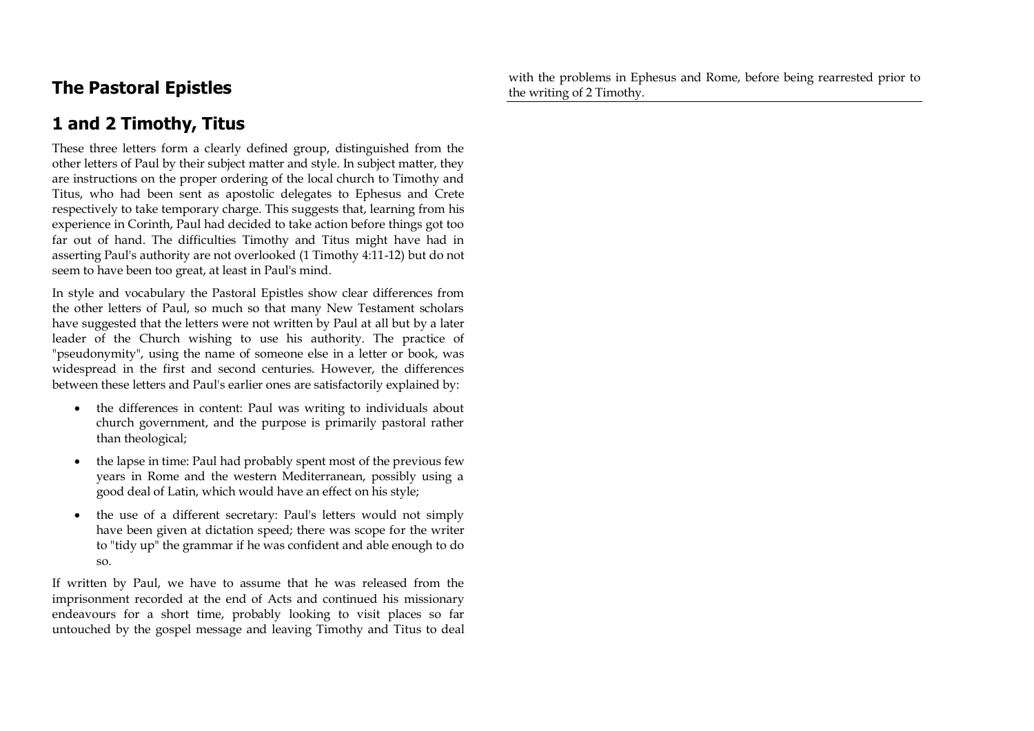## The Pastoral Epistles

## 1 and 2 Timothy, Titus

These three letters form a clearly defined group, distinguished from the other letters of Paul by their subject matter and style. In subject matter, they are instructions on the proper ordering of the local church to Timothy and Titus, who had been sent as apostolic delegates to Ephesus and Crete respectively to take temporary charge. This suggests that, learning from his experience in Corinth, Paul had decided to take action before things got too far out of hand. The difficulties Timothy and Titus might have had in asserting Paul's authority are not overlooked (1 Timothy 4:11-12) but do not seem to have been too great, at least in Paul's mind.

In style and vocabulary the Pastoral Epistles show clear differences from the other letters of Paul, so much so that many New Testament scholars have suggested that the letters were not written by Paul at all but by a later leader of the Church wishing to use his authority. The practice of "pseudonymity", using the name of someone else in a letter or book, was widespread in the first and second centuries. However, the differences between these letters and Paul's earlier ones are satisfactorily explained by:

- the differences in content: Paul was writing to individuals about church government, and the purpose is primarily pastoral rather than theological;
- the lapse in time: Paul had probably spent most of the previous few years in Rome and the western Mediterranean, possibly using a good deal of Latin, which would have an effect on his style;
- the use of a different secretary: Paul's letters would not simply have been given at dictation speed; there was scope for the writer to "tidy up" the grammar if he was confident and able enough to do so.

If written by Paul, we have to assume that he was released from the imprisonment recorded at the end of Acts and continued his missionary endeavours for a short time, probably looking to visit places so far untouched by the gospel message and leaving Timothy and Titus to deal with the problems in Ephesus and Rome, before being rearrested prior to the writing of 2 Timothy.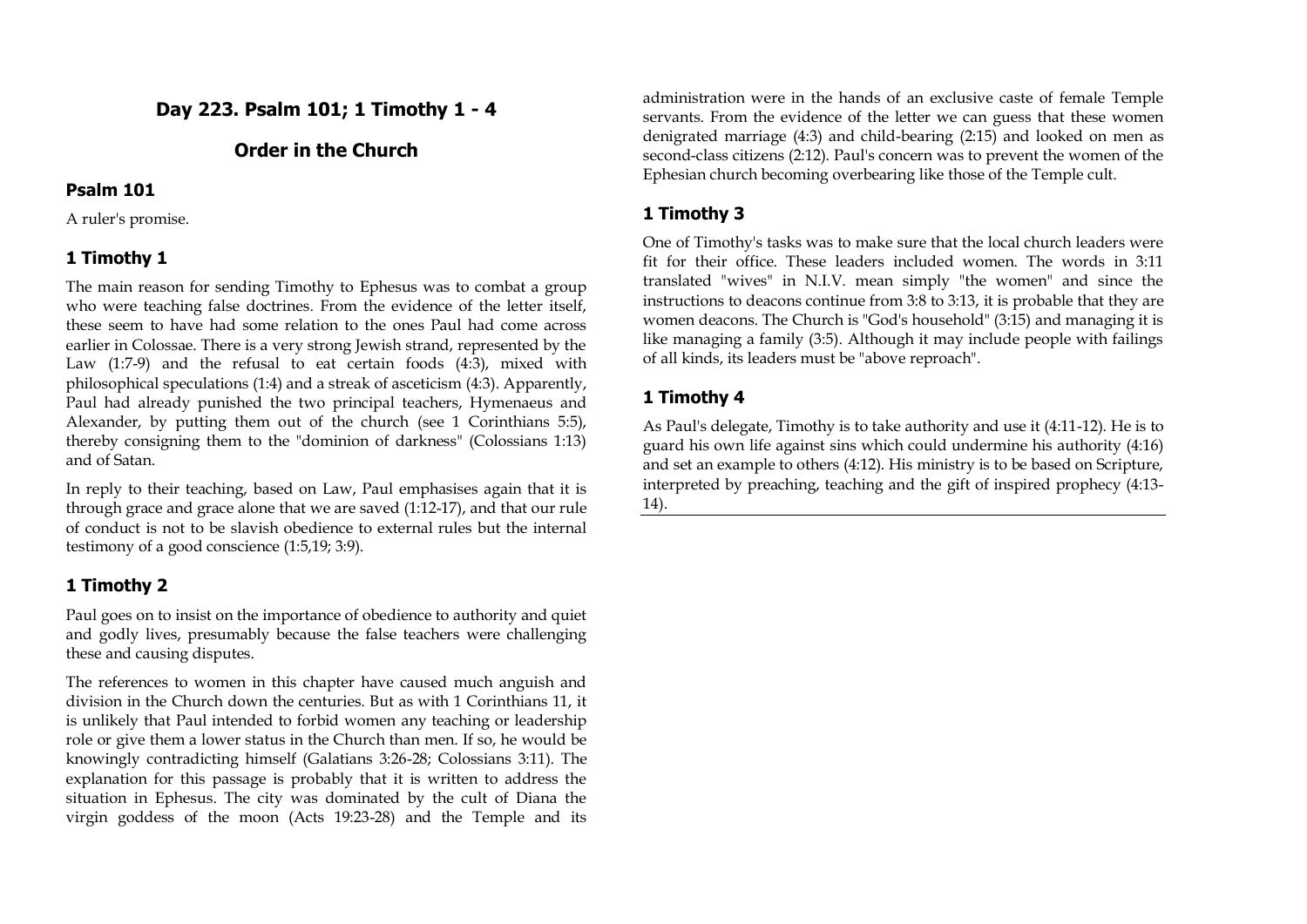## Day 223. Psalm 101; 1 Timothy 1 - 4

## Order in the Church

### Psalm 101

A ruler's promise.

### 1 Timothy 1

The main reason for sending Timothy to Ephesus was to combat a group who were teaching false doctrines. From the evidence of the letter itself, these seem to have had some relation to the ones Paul had come across earlier in Colossae. There is a very strong Jewish strand, represented by the Law (1:7-9) and the refusal to eat certain foods (4:3), mixed with philosophical speculations (1:4) and a streak of asceticism (4:3). Apparently, Paul had already punished the two principal teachers, Hymenaeus and Alexander, by putting them out of the church (see 1 Corinthians 5:5), thereby consigning them to the "dominion of darkness" (Colossians 1:13) and of Satan.

In reply to their teaching, based on Law, Paul emphasises again that it is through grace and grace alone that we are saved (1:12-17), and that our rule of conduct is not to be slavish obedience to external rules but the internal testimony of a good conscience (1:5,19; 3:9).

### 1 Timothy 2

Paul goes on to insist on the importance of obedience to authority and quiet and godly lives, presumably because the false teachers were challenging these and causing disputes.

The references to women in this chapter have caused much anguish and division in the Church down the centuries. But as with 1 Corinthians 11, it is unlikely that Paul intended to forbid women any teaching or leadership role or give them a lower status in the Church than men. If so, he would be knowingly contradicting himself (Galatians 3:26-28; Colossians 3:11). The explanation for this passage is probably that it is written to address the situation in Ephesus. The city was dominated by the cult of Diana the virgin goddess of the moon (Acts 19:23-28) and the Temple and its administration were in the hands of an exclusive caste of female Temple servants. From the evidence of the letter we can guess that these women denigrated marriage (4:3) and child-bearing (2:15) and looked on men as second-class citizens (2:12). Paul's concern was to prevent the women of the Ephesian church becoming overbearing like those of the Temple cult.

### 1 Timothy 3

One of Timothy's tasks was to make sure that the local church leaders were fit for their office. These leaders included women. The words in 3:11 translated "wives" in N.I.V. mean simply "the women" and since the instructions to deacons continue from 3:8 to 3:13, it is probable that they are women deacons. The Church is "God's household" (3:15) and managing it is like managing a family (3:5). Although it may include people with failings of all kinds, its leaders must be "above reproach".

### 1 Timothy 4

As Paul's delegate, Timothy is to take authority and use it (4:11-12). He is to guard his own life against sins which could undermine his authority (4:16) and set an example to others (4:12). His ministry is to be based on Scripture, interpreted by preaching, teaching and the gift of inspired prophecy (4:13-14).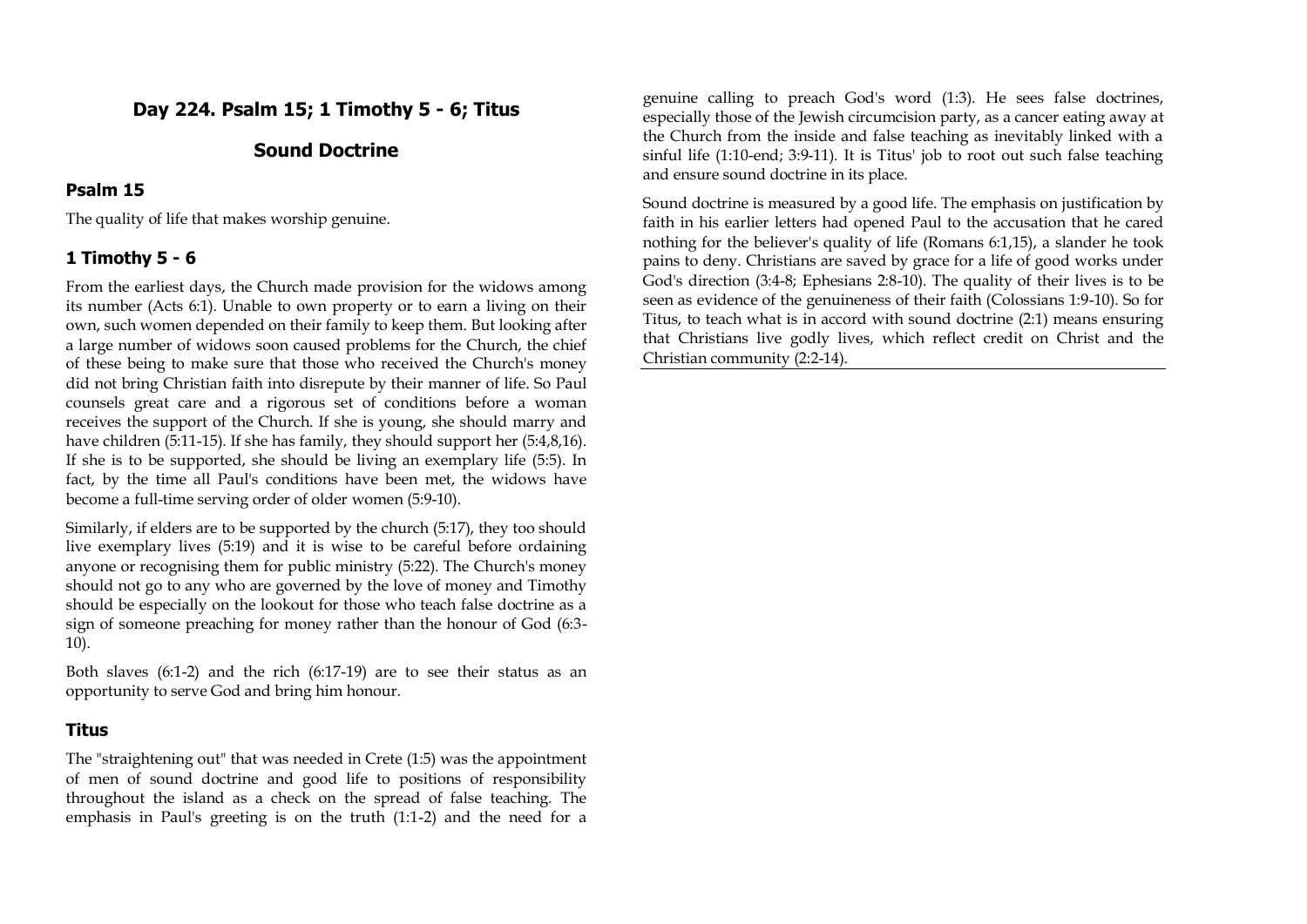## Day 224. Psalm 15; 1 Timothy 5 - 6; Titus

## Sound Doctrine

### Psalm 15

The quality of life that makes worship genuine.

### 1 Timothy 5 - 6

From the earliest days, the Church made provision for the widows among its number (Acts 6:1). Unable to own property or to earn a living on their own, such women depended on their family to keep them. But looking after a large number of widows soon caused problems for the Church, the chief of these being to make sure that those who received the Church's money did not bring Christian faith into disrepute by their manner of life. So Paul counsels great care and a rigorous set of conditions before a woman receives the support of the Church. If she is young, she should marry and have children (5:11-15). If she has family, they should support her (5:4,8,16). If she is to be supported, she should be living an exemplary life (5:5). In fact, by the time all Paul's conditions have been met, the widows have become a full-time serving order of older women (5:9-10).

Similarly, if elders are to be supported by the church (5:17), they too should live exemplary lives (5:19) and it is wise to be careful before ordaining anyone or recognising them for public ministry (5:22). The Church's money should not go to any who are governed by the love of money and Timothy should be especially on the lookout for those who teach false doctrine as a sign of someone preaching for money rather than the honour of God (6:3-10).

Both slaves (6:1-2) and the rich (6:17-19) are to see their status as an opportunity to serve God and bring him honour.

### Titus

The "straightening out" that was needed in Crete (1:5) was the appointment of men of sound doctrine and good life to positions of responsibility throughout the island as a check on the spread of false teaching. The emphasis in Paul's greeting is on the truth (1:1-2) and the need for a genuine calling to preach God's word (1:3). He sees false doctrines, especially those of the Jewish circumcision party, as a cancer eating away at the Church from the inside and false teaching as inevitably linked with a sinful life (1:10-end; 3:9-11). It is Titus' job to root out such false teaching and ensure sound doctrine in its place.

Sound doctrine is measured by a good life. The emphasis on justification by faith in his earlier letters had opened Paul to the accusation that he cared nothing for the believer's quality of life (Romans 6:1,15), a slander he took pains to deny. Christians are saved by grace for a life of good works under God's direction (3:4-8; Ephesians 2:8-10). The quality of their lives is to be seen as evidence of the genuineness of their faith (Colossians 1:9-10). So for Titus, to teach what is in accord with sound doctrine (2:1) means ensuring that Christians live godly lives, which reflect credit on Christ and the Christian community (2:2-14).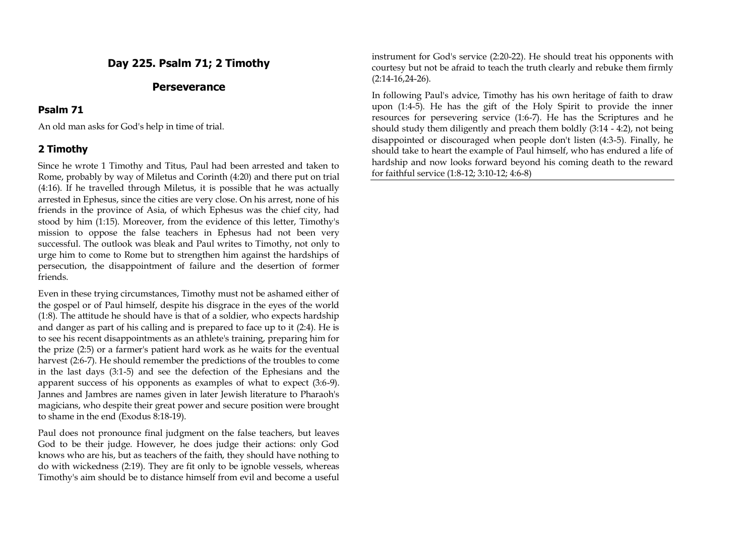## Day 225. Psalm 71; 2 Timothy

## Perseverance

### Psalm 71

An old man asks for God's help in time of trial.

### 2 Timothy

Since he wrote 1 Timothy and Titus, Paul had been arrested and taken to Rome, probably by way of Miletus and Corinth (4:20) and there put on trial (4:16). If he travelled through Miletus, it is possible that he was actually arrested in Ephesus, since the cities are very close. On his arrest, none of his friends in the province of Asia, of which Ephesus was the chief city, had stood by him (1:15). Moreover, from the evidence of this letter, Timothy's mission to oppose the false teachers in Ephesus had not been very successful. The outlook was bleak and Paul writes to Timothy, not only to urge him to come to Rome but to strengthen him against the hardships of persecution, the disappointment of failure and the desertion of former friends.

Even in these trying circumstances, Timothy must not be ashamed either of the gospel or of Paul himself, despite his disgrace in the eyes of the world (1:8). The attitude he should have is that of a soldier, who expects hardship and danger as part of his calling and is prepared to face up to it (2:4). He is to see his recent disappointments as an athlete's training, preparing him for the prize (2:5) or a farmer's patient hard work as he waits for the eventual harvest (2:6-7). He should remember the predictions of the troubles to come in the last days (3:1-5) and see the defection of the Ephesians and the apparent success of his opponents as examples of what to expect (3:6-9). Jannes and Jambres are names given in later Jewish literature to Pharaoh's magicians, who despite their great power and secure position were brought to shame in the end (Exodus 8:18-19).

Paul does not pronounce final judgment on the false teachers, but leaves God to be their judge. However, he does judge their actions: only God knows who are his, but as teachers of the faith, they should have nothing to do with wickedness (2:19). They are fit only to be ignoble vessels, whereas Timothy's aim should be to distance himself from evil and become a useful instrument for God's service (2:20-22). He should treat his opponents with courtesy but not be afraid to teach the truth clearly and rebuke them firmly (2:14-16,24-26).

In following Paul's advice, Timothy has his own heritage of faith to draw upon (1:4-5). He has the gift of the Holy Spirit to provide the inner resources for persevering service (1:6-7). He has the Scriptures and he should study them diligently and preach them boldly (3:14 - 4:2), not being disappointed or discouraged when people don't listen (4:3-5). Finally, he should take to heart the example of Paul himself, who has endured a life of hardship and now looks forward beyond his coming death to the reward for faithful service (1:8-12; 3:10-12; 4:6-8)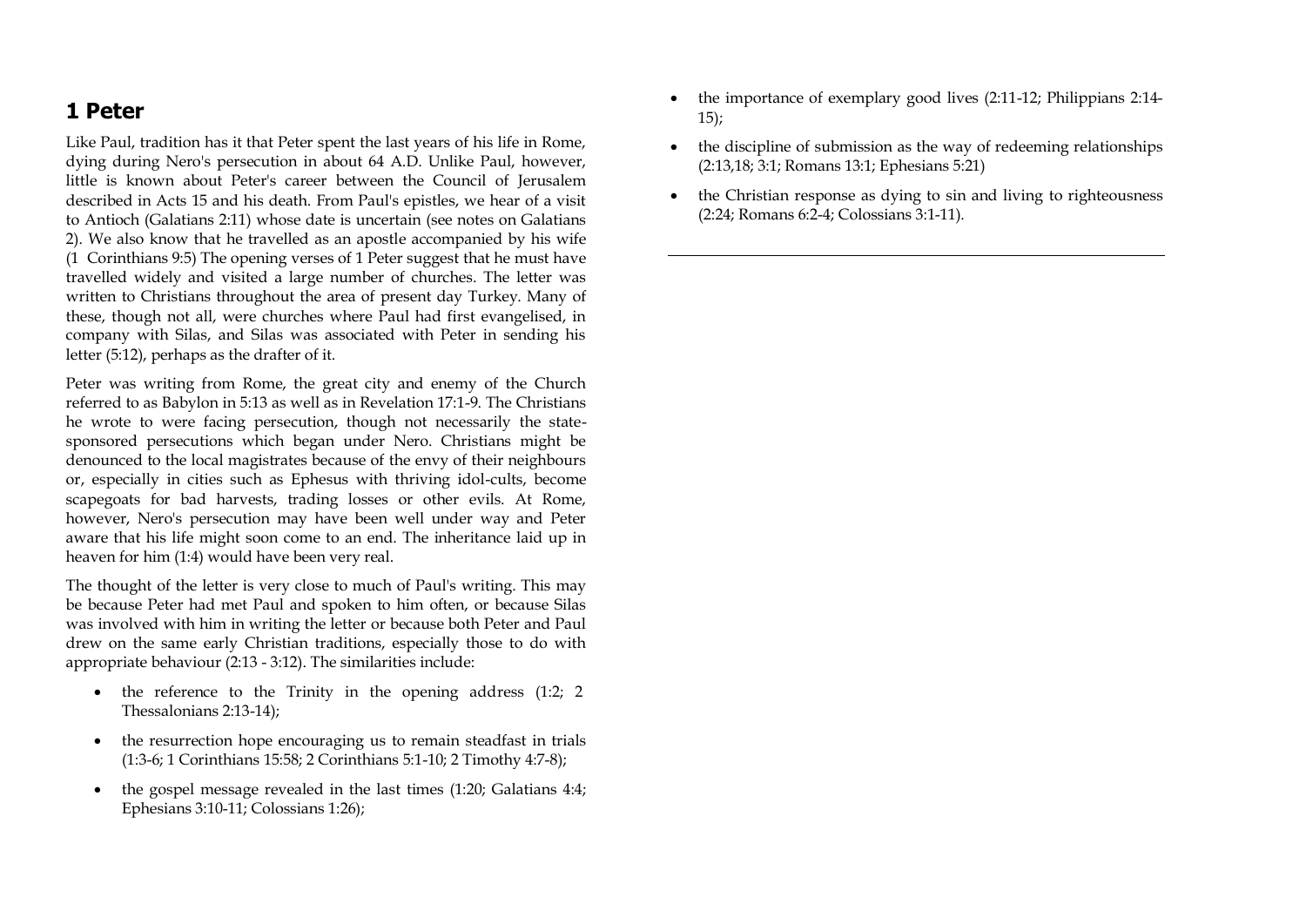## 1 Peter

Like Paul, tradition has it that Peter spent the last years of his life in Rome, dying during Nero's persecution in about 64 A.D. Unlike Paul, however, little is known about Peter's career between the Council of Jerusalem described in Acts 15 and his death. From Paul's epistles, we hear of a visit to Antioch (Galatians 2:11) whose date is uncertain (see notes on Galatians 2). We also know that he travelled as an apostle accompanied by his wife (1 Corinthians 9:5) The opening verses of 1 Peter suggest that he must have travelled widely and visited a large number of churches. The letter was written to Christians throughout the area of present day Turkey. Many of these, though not all, were churches where Paul had first evangelised, in company with Silas, and Silas was associated with Peter in sending his letter (5:12), perhaps as the drafter of it.

Peter was writing from Rome, the great city and enemy of the Church referred to as Babylon in 5:13 as well as in Revelation 17:1-9. The Christians he wrote to were facing persecution, though not necessarily the state-sponsored persecutions which began under Nero. Christians might be denounced to the local magistrates because of the envy of their neighbours or, especially in cities such as Ephesus with thriving idol-cults, become scapegoats for bad harvests, trading losses or other evils. At Rome, however, Nero's persecution may have been well under way and Peter aware that his life might soon come to an end. The inheritance laid up in heaven for him (1:4) would have been very real.

The thought of the letter is very close to much of Paul's writing. This may be because Peter had met Paul and spoken to him often, or because Silas was involved with him in writing the letter or because both Peter and Paul drew on the same early Christian traditions, especially those to do with appropriate behaviour (2:13 - 3:12). The similarities include:

- the reference to the Trinity in the opening address (1:2; 2 Thessalonians 2:13-14);
- the resurrection hope encouraging us to remain steadfast in trials (1:3-6; 1 Corinthians 15:58; 2 Corinthians 5:1-10; 2 Timothy 4:7-8);
- the gospel message revealed in the last times (1:20; Galatians 4:4; Ephesians 3:10-11; Colossians 1:26);
- the importance of exemplary good lives (2:11-12; Philippians 2:14-15);
- the discipline of submission as the way of redeeming relationships (2:13,18; 3:1; Romans 13:1; Ephesians 5:21)
- the Christian response as dying to sin and living to righteousness (2:24; Romans 6:2-4; Colossians 3:1-11).

---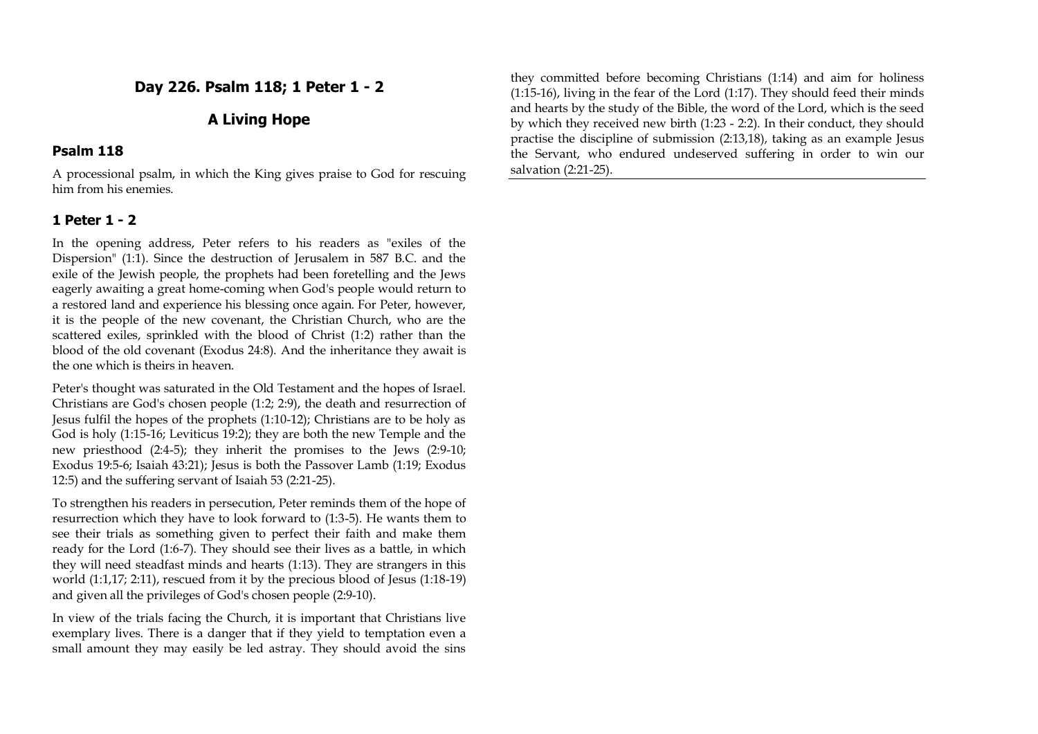## Day 226. Psalm 118; 1 Peter 1 - 2

## A Living Hope

### Psalm 118

A processional psalm, in which the King gives praise to God for rescuing him from his enemies.

### 1 Peter 1 - 2

In the opening address, Peter refers to his readers as "exiles of the Dispersion" (1:1). Since the destruction of Jerusalem in 587 B.C. and the exile of the Jewish people, the prophets had been foretelling and the Jews eagerly awaiting a great home-coming when God's people would return to a restored land and experience his blessing once again. For Peter, however, it is the people of the new covenant, the Christian Church, who are the scattered exiles, sprinkled with the blood of Christ (1:2) rather than the blood of the old covenant (Exodus 24:8). And the inheritance they await is the one which is theirs in heaven.

Peter's thought was saturated in the Old Testament and the hopes of Israel. Christians are God's chosen people (1:2; 2:9), the death and resurrection of Jesus fulfil the hopes of the prophets (1:10-12); Christians are to be holy as God is holy (1:15-16; Leviticus 19:2); they are both the new Temple and the new priesthood (2:4-5); they inherit the promises to the Jews (2:9-10; Exodus 19:5-6; Isaiah 43:21); Jesus is both the Passover Lamb (1:19; Exodus 12:5) and the suffering servant of Isaiah 53 (2:21-25).

To strengthen his readers in persecution, Peter reminds them of the hope of resurrection which they have to look forward to (1:3-5). He wants them to see their trials as something given to perfect their faith and make them ready for the Lord (1:6-7). They should see their lives as a battle, in which they will need steadfast minds and hearts (1:13). They are strangers in this world (1:1,17; 2:11), rescued from it by the precious blood of Jesus (1:18-19) and given all the privileges of God's chosen people (2:9-10).

In view of the trials facing the Church, it is important that Christians live exemplary lives. There is a danger that if they yield to temptation even a small amount they may easily be led astray. They should avoid the sins they committed before becoming Christians (1:14) and aim for holiness (1:15-16), living in the fear of the Lord (1:17). They should feed their minds and hearts by the study of the Bible, the word of the Lord, which is the seed by which they received new birth (1:23 - 2:2). In their conduct, they should practise the discipline of submission (2:13,18), taking as an example Jesus the Servant, who endured undeserved suffering in order to win our salvation (2:21-25).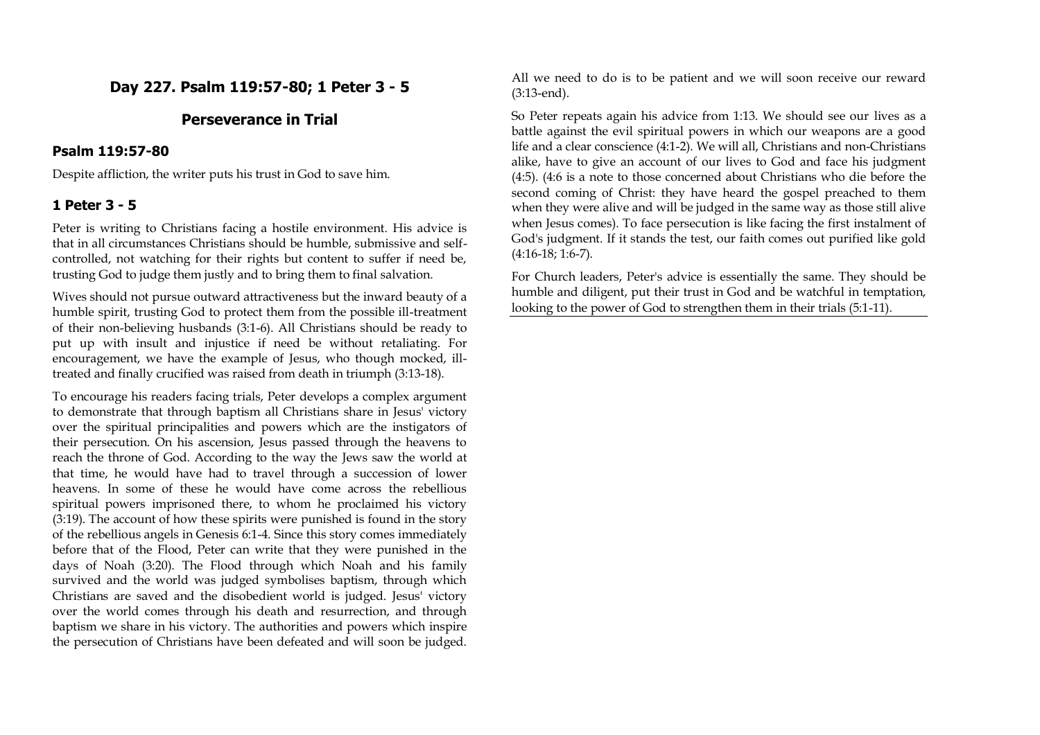## Day 227. Psalm 119:57-80; 1 Peter 3 - 5

## Perseverance in Trial

### Psalm 119:57-80

Despite affliction, the writer puts his trust in God to save him.

### 1 Peter 3 - 5

Peter is writing to Christians facing a hostile environment. His advice is that in all circumstances Christians should be humble, submissive and self-controlled, not watching for their rights but content to suffer if need be, trusting God to judge them justly and to bring them to final salvation.

Wives should not pursue outward attractiveness but the inward beauty of a humble spirit, trusting God to protect them from the possible ill-treatment of their non-believing husbands (3:1-6). All Christians should be ready to put up with insult and injustice if need be without retaliating. For encouragement, we have the example of Jesus, who though mocked, ill-treated and finally crucified was raised from death in triumph (3:13-18).

To encourage his readers facing trials, Peter develops a complex argument to demonstrate that through baptism all Christians share in Jesus' victory over the spiritual principalities and powers which are the instigators of their persecution. On his ascension, Jesus passed through the heavens to reach the throne of God. According to the way the Jews saw the world at that time, he would have had to travel through a succession of lower heavens. In some of these he would have come across the rebellious spiritual powers imprisoned there, to whom he proclaimed his victory (3:19). The account of how these spirits were punished is found in the story of the rebellious angels in Genesis 6:1-4. Since this story comes immediately before that of the Flood, Peter can write that they were punished in the days of Noah (3:20). The Flood through which Noah and his family survived and the world was judged symbolises baptism, through which Christians are saved and the disobedient world is judged. Jesus' victory over the world comes through his death and resurrection, and through baptism we share in his victory. The authorities and powers which inspire the persecution of Christians have been defeated and will soon be judged. All we need to do is to be patient and we will soon receive our reward (3:13-end).

So Peter repeats again his advice from 1:13. We should see our lives as a battle against the evil spiritual powers in which our weapons are a good life and a clear conscience (4:1-2). We will all, Christians and non-Christians alike, have to give an account of our lives to God and face his judgment (4:5). (4:6 is a note to those concerned about Christians who die before the second coming of Christ: they have heard the gospel preached to them when they were alive and will be judged in the same way as those still alive when Jesus comes). To face persecution is like facing the first instalment of God's judgment. If it stands the test, our faith comes out purified like gold (4:16-18; 1:6-7).

For Church leaders, Peter's advice is essentially the same. They should be humble and diligent, put their trust in God and be watchful in temptation, looking to the power of God to strengthen them in their trials (5:1-11).